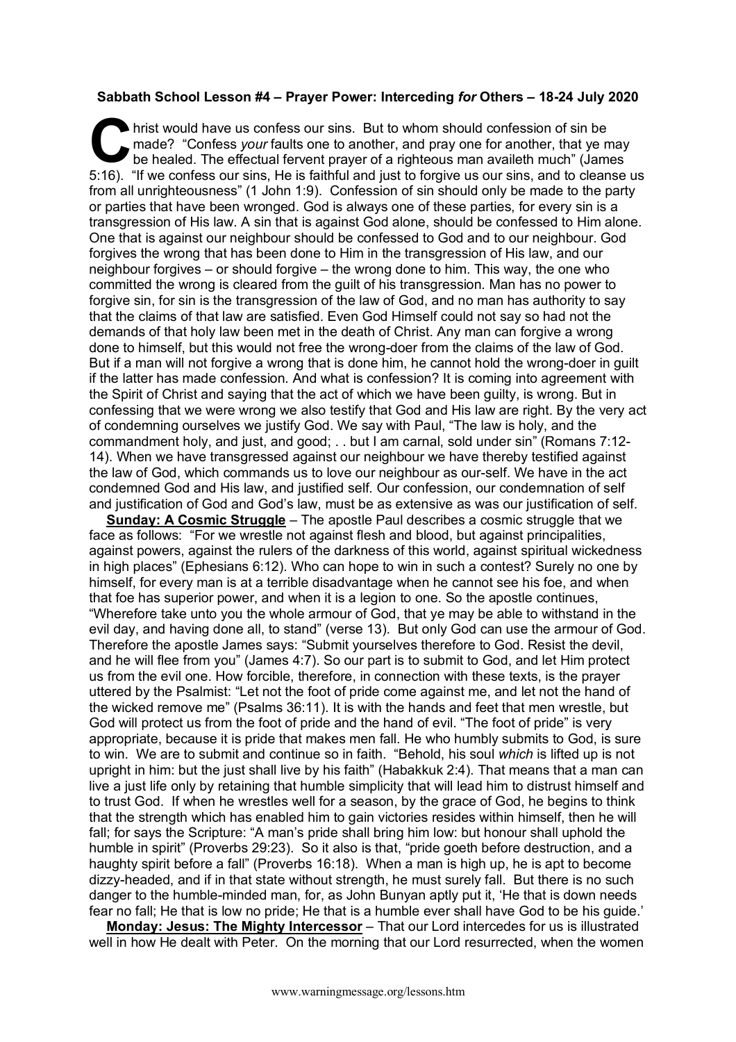**Sabbath School Lesson #4 – Prayer Power: Interceding *for* Others – 18-24 July 2020**

Christ would have us confess our sins. But to whom should confession of sin be made? "Confess *your* faults one to another, and pray one for another, that ye may be healed. The effectual fervent prayer of a righteous man availeth much" (James 5:16). "If we confess our sins, He is faithful and just to forgive us our sins, and to cleanse us from all unrighteousness" (1 John 1:9). Confession of sin should only be made to the party or parties that have been wronged. God is always one of these parties, for every sin is a transgression of His law. A sin that is against God alone, should be confessed to Him alone. One that is against our neighbour should be confessed to God and to our neighbour. God forgives the wrong that has been done to Him in the transgression of His law, and our neighbour forgives – or should forgive – the wrong done to him. This way, the one who committed the wrong is cleared from the guilt of his transgression. Man has no power to forgive sin, for sin is the transgression of the law of God, and no man has authority to say that the claims of that law are satisfied. Even God Himself could not say so had not the demands of that holy law been met in the death of Christ. Any man can forgive a wrong done to himself, but this would not free the wrong-doer from the claims of the law of God. But if a man will not forgive a wrong that is done him, he cannot hold the wrong-doer in guilt if the latter has made confession. And what is confession? It is coming into agreement with the Spirit of Christ and saying that the act of which we have been guilty, is wrong. But in confessing that we were wrong we also testify that God and His law are right. By the very act of condemning ourselves we justify God. We say with Paul, "The law is holy, and the commandment holy, and just, and good; . . but I am carnal, sold under sin" (Romans 7:12-14). When we have transgressed against our neighbour we have thereby testified against the law of God, which commands us to love our neighbour as our-self. We have in the act condemned God and His law, and justified self. Our confession, our condemnation of self and justification of God and God's law, must be as extensive as was our justification of self.

**Sunday: A Cosmic Struggle** – The apostle Paul describes a cosmic struggle that we face as follows: "For we wrestle not against flesh and blood, but against principalities, against powers, against the rulers of the darkness of this world, against spiritual wickedness in high places" (Ephesians 6:12). Who can hope to win in such a contest? Surely no one by himself, for every man is at a terrible disadvantage when he cannot see his foe, and when that foe has superior power, and when it is a legion to one. So the apostle continues, "Wherefore take unto you the whole armour of God, that ye may be able to withstand in the evil day, and having done all, to stand" (verse 13). But only God can use the armour of God. Therefore the apostle James says: "Submit yourselves therefore to God. Resist the devil, and he will flee from you" (James 4:7). So our part is to submit to God, and let Him protect us from the evil one. How forcible, therefore, in connection with these texts, is the prayer uttered by the Psalmist: "Let not the foot of pride come against me, and let not the hand of the wicked remove me" (Psalms 36:11). It is with the hands and feet that men wrestle, but God will protect us from the foot of pride and the hand of evil. "The foot of pride" is very appropriate, because it is pride that makes men fall. He who humbly submits to God, is sure to win. We are to submit and continue so in faith. "Behold, his soul *which* is lifted up is not upright in him: but the just shall live by his faith" (Habakkuk 2:4). That means that a man can live a just life only by retaining that humble simplicity that will lead him to distrust himself and to trust God. If when he wrestles well for a season, by the grace of God, he begins to think that the strength which has enabled him to gain victories resides within himself, then he will fall; for says the Scripture: "A man's pride shall bring him low: but honour shall uphold the humble in spirit" (Proverbs 29:23). So it also is that, "pride goeth before destruction, and a haughty spirit before a fall" (Proverbs 16:18). When a man is high up, he is apt to become dizzy-headed, and if in that state without strength, he must surely fall. But there is no such danger to the humble-minded man, for, as John Bunyan aptly put it, 'He that is down needs fear no fall; He that is low no pride; He that is a humble ever shall have God to be his guide.'

**Monday: Jesus: The Mighty Intercessor** – That our Lord intercedes for us is illustrated well in how He dealt with Peter. On the morning that our Lord resurrected, when the women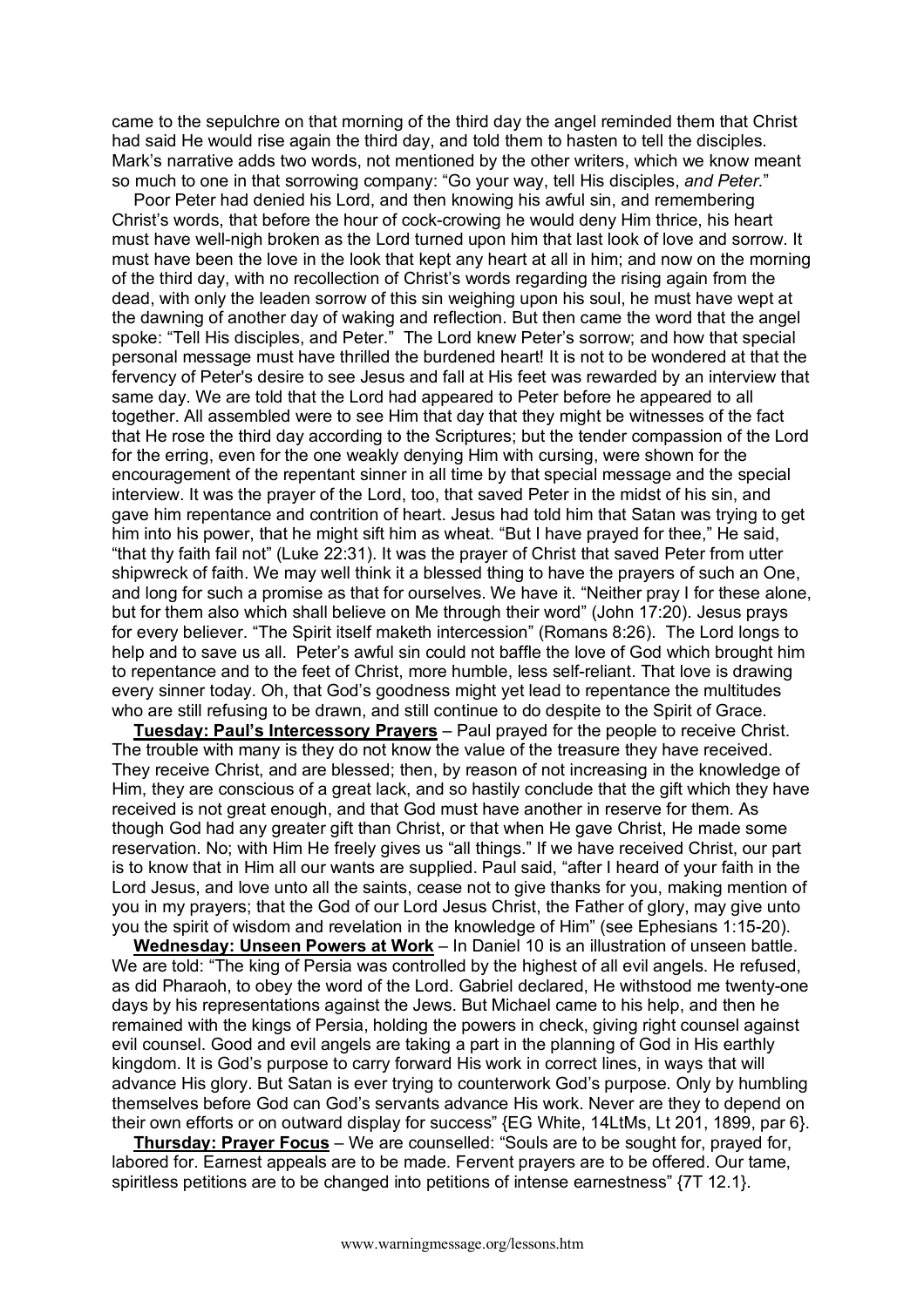came to the sepulchre on that morning of the third day the angel reminded them that Christ had said He would rise again the third day, and told them to hasten to tell the disciples. Mark's narrative adds two words, not mentioned by the other writers, which we know meant so much to one in that sorrowing company: "Go your way, tell His disciples, *and Peter.*"

Poor Peter had denied his Lord, and then knowing his awful sin, and remembering Christ's words, that before the hour of cock-crowing he would deny Him thrice, his heart must have well-nigh broken as the Lord turned upon him that last look of love and sorrow. It must have been the love in the look that kept any heart at all in him; and now on the morning of the third day, with no recollection of Christ's words regarding the rising again from the dead, with only the leaden sorrow of this sin weighing upon his soul, he must have wept at the dawning of another day of waking and reflection. But then came the word that the angel spoke: "Tell His disciples, and Peter." The Lord knew Peter's sorrow; and how that special personal message must have thrilled the burdened heart! It is not to be wondered at that the fervency of Peter's desire to see Jesus and fall at His feet was rewarded by an interview that same day. We are told that the Lord had appeared to Peter before he appeared to all together. All assembled were to see Him that day that they might be witnesses of the fact that He rose the third day according to the Scriptures; but the tender compassion of the Lord for the erring, even for the one weakly denying Him with cursing, were shown for the encouragement of the repentant sinner in all time by that special message and the special interview. It was the prayer of the Lord, too, that saved Peter in the midst of his sin, and gave him repentance and contrition of heart. Jesus had told him that Satan was trying to get him into his power, that he might sift him as wheat. "But I have prayed for thee," He said, "that thy faith fail not" (Luke 22:31). It was the prayer of Christ that saved Peter from utter shipwreck of faith. We may well think it a blessed thing to have the prayers of such an One, and long for such a promise as that for ourselves. We have it. "Neither pray I for these alone, but for them also which shall believe on Me through their word" (John 17:20). Jesus prays for every believer. "The Spirit itself maketh intercession" (Romans 8:26). The Lord longs to help and to save us all. Peter's awful sin could not baffle the love of God which brought him to repentance and to the feet of Christ, more humble, less self-reliant. That love is drawing every sinner today. Oh, that God's goodness might yet lead to repentance the multitudes who are still refusing to be drawn, and still continue to do despite to the Spirit of Grace.

**Tuesday: Paul's Intercessory Prayers** – Paul prayed for the people to receive Christ. The trouble with many is they do not know the value of the treasure they have received. They receive Christ, and are blessed; then, by reason of not increasing in the knowledge of Him, they are conscious of a great lack, and so hastily conclude that the gift which they have received is not great enough, and that God must have another in reserve for them. As though God had any greater gift than Christ, or that when He gave Christ, He made some reservation. No; with Him He freely gives us "all things." If we have received Christ, our part is to know that in Him all our wants are supplied. Paul said, "after I heard of your faith in the Lord Jesus, and love unto all the saints, cease not to give thanks for you, making mention of you in my prayers; that the God of our Lord Jesus Christ, the Father of glory, may give unto you the spirit of wisdom and revelation in the knowledge of Him" (see Ephesians 1:15-20).

**Wednesday: Unseen Powers at Work** – In Daniel 10 is an illustration of unseen battle. We are told: "The king of Persia was controlled by the highest of all evil angels. He refused, as did Pharaoh, to obey the word of the Lord. Gabriel declared, He withstood me twenty-one days by his representations against the Jews. But Michael came to his help, and then he remained with the kings of Persia, holding the powers in check, giving right counsel against evil counsel. Good and evil angels are taking a part in the planning of God in His earthly kingdom. It is God's purpose to carry forward His work in correct lines, in ways that will advance His glory. But Satan is ever trying to counterwork God's purpose. Only by humbling themselves before God can God's servants advance His work. Never are they to depend on their own efforts or on outward display for success" {EG White, 14LtMs, Lt 201, 1899, par 6}.

**Thursday: Prayer Focus** – We are counselled: "Souls are to be sought for, prayed for, labored for. Earnest appeals are to be made. Fervent prayers are to be offered. Our tame, spiritless petitions are to be changed into petitions of intense earnestness" {7T 12.1}.